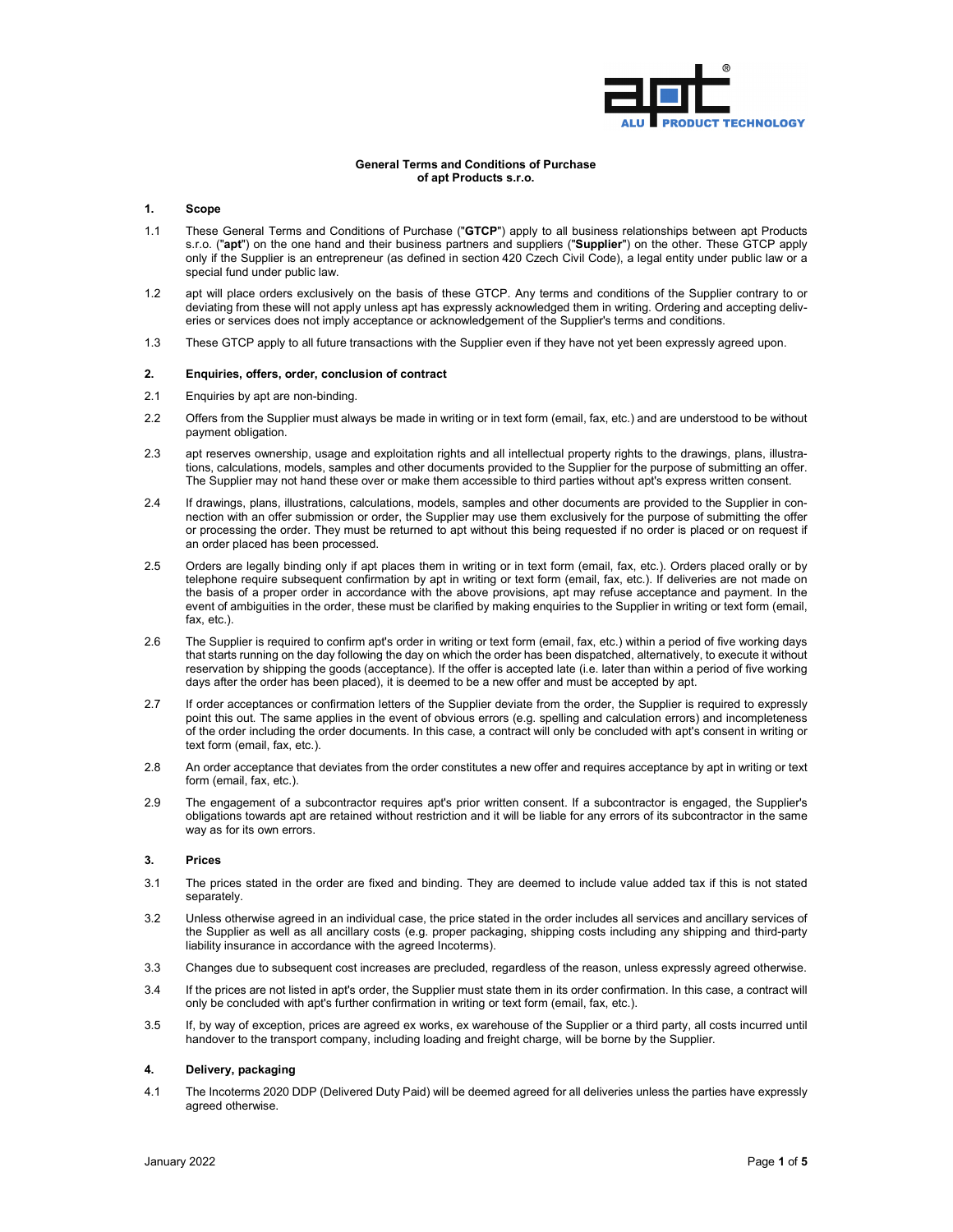**General Terms and Conditions of Purchase of apt Products s.r.o.**

## 1. Scope

1.1 These General Terms and Conditions of Purchase ("**GTCP**") apply to all business relationships between apt Products s.r.o. ("**apt**") on the one hand and their business partners and suppliers ("**Supplier**") on the other. These GTCP apply only if the Supplier is an entrepreneur (as defined in section 420 Czech Civil Code), a legal entity under public law or a special fund under public law.

1.2 apt will place orders exclusively on the basis of these GTCP. Any terms and conditions of the Supplier contrary to or deviating from these will not apply unless apt has expressly acknowledged them in writing. Ordering and accepting deliveries or services does not imply acceptance or acknowledgement of the Supplier's terms and conditions.

1.3 These GTCP apply to all future transactions with the Supplier even if they have not yet been expressly agreed upon.

## 2. Enquiries, offers, order, conclusion of contract

2.1 Enquiries by apt are non-binding.

2.2 Offers from the Supplier must always be made in writing or in text form (email, fax, etc.) and are understood to be without payment obligation.

2.3 apt reserves ownership, usage and exploitation rights and all intellectual property rights to the drawings, plans, illustrations, calculations, models, samples and other documents provided to the Supplier for the purpose of submitting an offer. The Supplier may not hand these over or make them accessible to third parties without apt's express written consent.

2.4 If drawings, plans, illustrations, calculations, models, samples and other documents are provided to the Supplier in connection with an offer submission or order, the Supplier may use them exclusively for the purpose of submitting the offer or processing the order. They must be returned to apt without this being requested if no order is placed or on request if an order placed has been processed.

2.5 Orders are legally binding only if apt places them in writing or in text form (email, fax, etc.). Orders placed orally or by telephone require subsequent confirmation by apt in writing or text form (email, fax, etc.). If deliveries are not made on the basis of a proper order in accordance with the above provisions, apt may refuse acceptance and payment. In the event of ambiguities in the order, these must be clarified by making enquiries to the Supplier in writing or text form (email, fax, etc.).

2.6 The Supplier is required to confirm apt's order in writing or text form (email, fax, etc.) within a period of five working days that starts running on the day following the day on which the order has been dispatched, alternatively, to execute it without reservation by shipping the goods (acceptance). If the offer is accepted late (i.e. later than within a period of five working days after the order has been placed), it is deemed to be a new offer and must be accepted by apt.

2.7 If order acceptances or confirmation letters of the Supplier deviate from the order, the Supplier is required to expressly point this out. The same applies in the event of obvious errors (e.g. spelling and calculation errors) and incompleteness of the order including the order documents. In this case, a contract will only be concluded with apt's consent in writing or text form (email, fax, etc.).

2.8 An order acceptance that deviates from the order constitutes a new offer and requires acceptance by apt in writing or text form (email, fax, etc.).

2.9 The engagement of a subcontractor requires apt's prior written consent. If a subcontractor is engaged, the Supplier's obligations towards apt are retained without restriction and it will be liable for any errors of its subcontractor in the same way as for its own errors.

## 3. Prices

3.1 The prices stated in the order are fixed and binding. They are deemed to include value added tax if this is not stated separately.

3.2 Unless otherwise agreed in an individual case, the price stated in the order includes all services and ancillary services of the Supplier as well as all ancillary costs (e.g. proper packaging, shipping costs including any shipping and third-party liability insurance in accordance with the agreed Incoterms).

3.3 Changes due to subsequent cost increases are precluded, regardless of the reason, unless expressly agreed otherwise.

3.4 If the prices are not listed in apt's order, the Supplier must state them in its order confirmation. In this case, a contract will only be concluded with apt's further confirmation in writing or text form (email, fax, etc.).

3.5 If, by way of exception, prices are agreed ex works, ex warehouse of the Supplier or a third party, all costs incurred until handover to the transport company, including loading and freight charge, will be borne by the Supplier.

## 4. Delivery, packaging

4.1 The Incoterms 2020 DDP (Delivered Duty Paid) will be deemed agreed for all deliveries unless the parties have expressly agreed otherwise.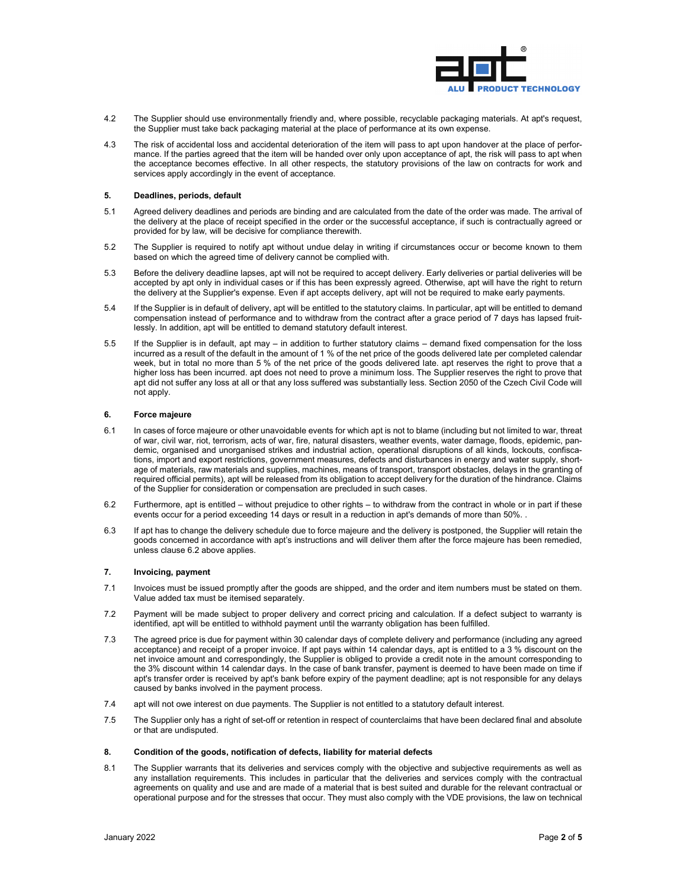4.2 The Supplier should use environmentally friendly and, where possible, recyclable packaging materials. At apt's request, the Supplier must take back packaging material at the place of performance at its own expense.

4.3 The risk of accidental loss and accidental deterioration of the item will pass to apt upon handover at the place of performance. If the parties agreed that the item will be handed over only upon acceptance of apt, the risk will pass to apt when the acceptance becomes effective. In all other respects, the statutory provisions of the law on contracts for work and services apply accordingly in the event of acceptance.

## 5. Deadlines, periods, default

5.1 Agreed delivery deadlines and periods are binding and are calculated from the date of the order was made. The arrival of the delivery at the place of receipt specified in the order or the successful acceptance, if such is contractually agreed or provided for by law, will be decisive for compliance therewith.

5.2 The Supplier is required to notify apt without undue delay in writing if circumstances occur or become known to them based on which the agreed time of delivery cannot be complied with.

5.3 Before the delivery deadline lapses, apt will not be required to accept delivery. Early deliveries or partial deliveries will be accepted by apt only in individual cases or if this has been expressly agreed. Otherwise, apt will have the right to return the delivery at the Supplier's expense. Even if apt accepts delivery, apt will not be required to make early payments.

5.4 If the Supplier is in default of delivery, apt will be entitled to the statutory claims. In particular, apt will be entitled to demand compensation instead of performance and to withdraw from the contract after a grace period of 7 days has lapsed fruitlessly. In addition, apt will be entitled to demand statutory default interest.

5.5 If the Supplier is in default, apt may – in addition to further statutory claims – demand fixed compensation for the loss incurred as a result of the default in the amount of 1 % of the net price of the goods delivered late per completed calendar week, but in total no more than 5 % of the net price of the goods delivered late. apt reserves the right to prove that a higher loss has been incurred. apt does not need to prove a minimum loss. The Supplier reserves the right to prove that apt did not suffer any loss at all or that any loss suffered was substantially less. Section 2050 of the Czech Civil Code will not apply.

## 6. Force majeure

6.1 In cases of force majeure or other unavoidable events for which apt is not to blame (including but not limited to war, threat of war, civil war, riot, terrorism, acts of war, fire, natural disasters, weather events, water damage, floods, epidemic, pandemic, organised and unorganised strikes and industrial action, operational disruptions of all kinds, lockouts, confiscations, import and export restrictions, government measures, defects and disturbances in energy and water supply, shortage of materials, raw materials and supplies, machines, means of transport, transport obstacles, delays in the granting of required official permits), apt will be released from its obligation to accept delivery for the duration of the hindrance. Claims of the Supplier for consideration or compensation are precluded in such cases.

6.2 Furthermore, apt is entitled – without prejudice to other rights – to withdraw from the contract in whole or in part if these events occur for a period exceeding 14 days or result in a reduction in apt's demands of more than 50%. .

6.3 If apt has to change the delivery schedule due to force majeure and the delivery is postponed, the Supplier will retain the goods concerned in accordance with apt's instructions and will deliver them after the force majeure has been remedied, unless clause 6.2 above applies.

## 7. Invoicing, payment

7.1 Invoices must be issued promptly after the goods are shipped, and the order and item numbers must be stated on them. Value added tax must be itemised separately.

7.2 Payment will be made subject to proper delivery and correct pricing and calculation. If a defect subject to warranty is identified, apt will be entitled to withhold payment until the warranty obligation has been fulfilled.

7.3 The agreed price is due for payment within 30 calendar days of complete delivery and performance (including any agreed acceptance) and receipt of a proper invoice. If apt pays within 14 calendar days, apt is entitled to a 3 % discount on the net invoice amount and correspondingly, the Supplier is obliged to provide a credit note in the amount corresponding to the 3% discount within 14 calendar days. In the case of bank transfer, payment is deemed to have been made on time if apt's transfer order is received by apt's bank before expiry of the payment deadline; apt is not responsible for any delays caused by banks involved in the payment process.

7.4 apt will not owe interest on due payments. The Supplier is not entitled to a statutory default interest.

7.5 The Supplier only has a right of set-off or retention in respect of counterclaims that have been declared final and absolute or that are undisputed.

## 8. Condition of the goods, notification of defects, liability for material defects

8.1 The Supplier warrants that its deliveries and services comply with the objective and subjective requirements as well as any installation requirements. This includes in particular that the deliveries and services comply with the contractual agreements on quality and use and are made of a material that is best suited and durable for the relevant contractual or operational purpose and for the stresses that occur. They must also comply with the VDE provisions, the law on technical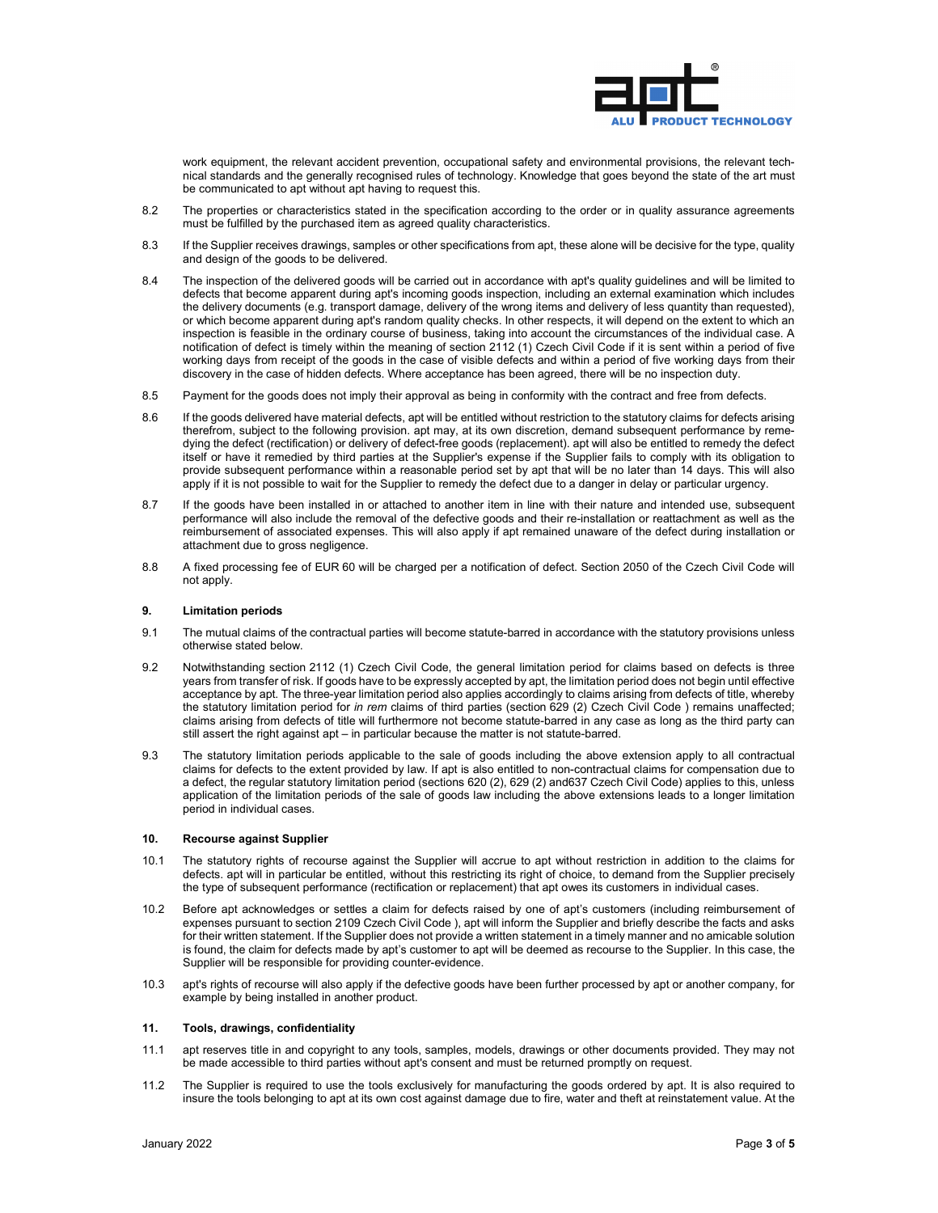work equipment, the relevant accident prevention, occupational safety and environmental provisions, the relevant technical standards and the generally recognised rules of technology. Knowledge that goes beyond the state of the art must be communicated to apt without apt having to request this.

8.2 The properties or characteristics stated in the specification according to the order or in quality assurance agreements must be fulfilled by the purchased item as agreed quality characteristics.

8.3 If the Supplier receives drawings, samples or other specifications from apt, these alone will be decisive for the type, quality and design of the goods to be delivered.

8.4 The inspection of the delivered goods will be carried out in accordance with apt's quality guidelines and will be limited to defects that become apparent during apt's incoming goods inspection, including an external examination which includes the delivery documents (e.g. transport damage, delivery of the wrong items and delivery of less quantity than requested), or which become apparent during apt's random quality checks. In other respects, it will depend on the extent to which an inspection is feasible in the ordinary course of business, taking into account the circumstances of the individual case. A notification of defect is timely within the meaning of section 2112 (1) Czech Civil Code if it is sent within a period of five working days from receipt of the goods in the case of visible defects and within a period of five working days from their discovery in the case of hidden defects. Where acceptance has been agreed, there will be no inspection duty.

8.5 Payment for the goods does not imply their approval as being in conformity with the contract and free from defects.

8.6 If the goods delivered have material defects, apt will be entitled without restriction to the statutory claims for defects arising therefrom, subject to the following provision. apt may, at its own discretion, demand subsequent performance by remedying the defect (rectification) or delivery of defect-free goods (replacement). apt will also be entitled to remedy the defect itself or have it remedied by third parties at the Supplier's expense if the Supplier fails to comply with its obligation to provide subsequent performance within a reasonable period set by apt that will be no later than 14 days. This will also apply if it is not possible to wait for the Supplier to remedy the defect due to a danger in delay or particular urgency.

8.7 If the goods have been installed in or attached to another item in line with their nature and intended use, subsequent performance will also include the removal of the defective goods and their re-installation or reattachment as well as the reimbursement of associated expenses. This will also apply if apt remained unaware of the defect during installation or attachment due to gross negligence.

8.8 A fixed processing fee of EUR 60 will be charged per a notification of defect. Section 2050 of the Czech Civil Code will not apply.

### 9. Limitation periods

9.1 The mutual claims of the contractual parties will become statute-barred in accordance with the statutory provisions unless otherwise stated below.

9.2 Notwithstanding section 2112 (1) Czech Civil Code, the general limitation period for claims based on defects is three years from transfer of risk. If goods have to be expressly accepted by apt, the limitation period does not begin until effective acceptance by apt. The three-year limitation period also applies accordingly to claims arising from defects of title, whereby the statutory limitation period for *in rem* claims of third parties (section 629 (2) Czech Civil Code ) remains unaffected; claims arising from defects of title will furthermore not become statute-barred in any case as long as the third party can still assert the right against apt – in particular because the matter is not statute-barred.

9.3 The statutory limitation periods applicable to the sale of goods including the above extension apply to all contractual claims for defects to the extent provided by law. If apt is also entitled to non-contractual claims for compensation due to a defect, the regular statutory limitation period (sections 620 (2), 629 (2) and637 Czech Civil Code) applies to this, unless application of the limitation periods of the sale of goods law including the above extensions leads to a longer limitation period in individual cases.

### 10. Recourse against Supplier

10.1 The statutory rights of recourse against the Supplier will accrue to apt without restriction in addition to the claims for defects. apt will in particular be entitled, without this restricting its right of choice, to demand from the Supplier precisely the type of subsequent performance (rectification or replacement) that apt owes its customers in individual cases.

10.2 Before apt acknowledges or settles a claim for defects raised by one of apt's customers (including reimbursement of expenses pursuant to section 2109 Czech Civil Code ), apt will inform the Supplier and briefly describe the facts and asks for their written statement. If the Supplier does not provide a written statement in a timely manner and no amicable solution is found, the claim for defects made by apt's customer to apt will be deemed as recourse to the Supplier. In this case, the Supplier will be responsible for providing counter-evidence.

10.3 apt's rights of recourse will also apply if the defective goods have been further processed by apt or another company, for example by being installed in another product.

### 11. Tools, drawings, confidentiality

11.1 apt reserves title in and copyright to any tools, samples, models, drawings or other documents provided. They may not be made accessible to third parties without apt's consent and must be returned promptly on request.

11.2 The Supplier is required to use the tools exclusively for manufacturing the goods ordered by apt. It is also required to insure the tools belonging to apt at its own cost against damage due to fire, water and theft at reinstatement value. At the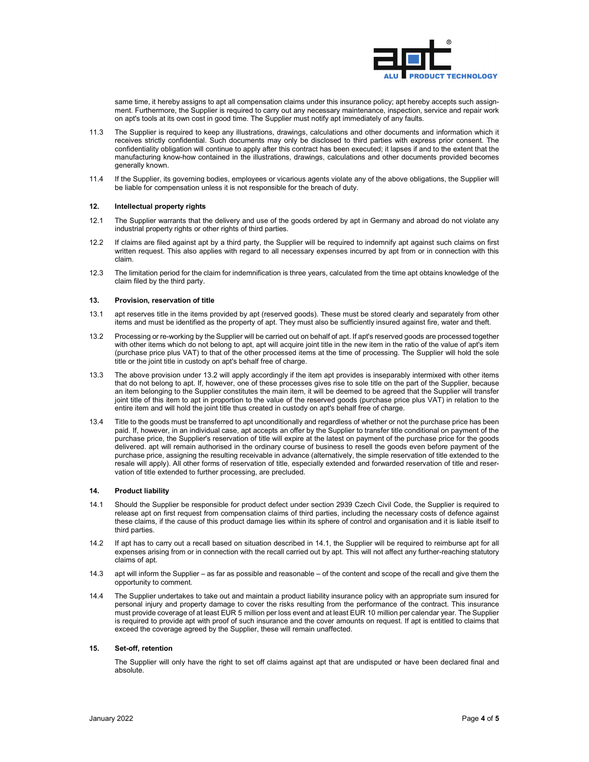same time, it hereby assigns to apt all compensation claims under this insurance policy; apt hereby accepts such assignment. Furthermore, the Supplier is required to carry out any necessary maintenance, inspection, service and repair work on apt's tools at its own cost in good time. The Supplier must notify apt immediately of any faults.

11.3 The Supplier is required to keep any illustrations, drawings, calculations and other documents and information which it receives strictly confidential. Such documents may only be disclosed to third parties with express prior consent. The confidentiality obligation will continue to apply after this contract has been executed; it lapses if and to the extent that the manufacturing know-how contained in the illustrations, drawings, calculations and other documents provided becomes generally known.

11.4 If the Supplier, its governing bodies, employees or vicarious agents violate any of the above obligations, the Supplier will be liable for compensation unless it is not responsible for the breach of duty.

## 12. Intellectual property rights

12.1 The Supplier warrants that the delivery and use of the goods ordered by apt in Germany and abroad do not violate any industrial property rights or other rights of third parties.

12.2 If claims are filed against apt by a third party, the Supplier will be required to indemnify apt against such claims on first written request. This also applies with regard to all necessary expenses incurred by apt from or in connection with this claim.

12.3 The limitation period for the claim for indemnification is three years, calculated from the time apt obtains knowledge of the claim filed by the third party.

## 13. Provision, reservation of title

13.1 apt reserves title in the items provided by apt (reserved goods). These must be stored clearly and separately from other items and must be identified as the property of apt. They must also be sufficiently insured against fire, water and theft.

13.2 Processing or re-working by the Supplier will be carried out on behalf of apt. If apt's reserved goods are processed together with other items which do not belong to apt, apt will acquire joint title in the new item in the ratio of the value of apt's item (purchase price plus VAT) to that of the other processed items at the time of processing. The Supplier will hold the sole title or the joint title in custody on apt's behalf free of charge.

13.3 The above provision under 13.2 will apply accordingly if the item apt provides is inseparably intermixed with other items that do not belong to apt. If, however, one of these processes gives rise to sole title on the part of the Supplier, because an item belonging to the Supplier constitutes the main item, it will be deemed to be agreed that the Supplier will transfer joint title of this item to apt in proportion to the value of the reserved goods (purchase price plus VAT) in relation to the entire item and will hold the joint title thus created in custody on apt's behalf free of charge.

13.4 Title to the goods must be transferred to apt unconditionally and regardless of whether or not the purchase price has been paid. If, however, in an individual case, apt accepts an offer by the Supplier to transfer title conditional on payment of the purchase price, the Supplier's reservation of title will expire at the latest on payment of the purchase price for the goods delivered. apt will remain authorised in the ordinary course of business to resell the goods even before payment of the purchase price, assigning the resulting receivable in advance (alternatively, the simple reservation of title extended to the resale will apply). All other forms of reservation of title, especially extended and forwarded reservation of title and reservation of title extended to further processing, are precluded.

## 14. Product liability

14.1 Should the Supplier be responsible for product defect under section 2939 Czech Civil Code, the Supplier is required to release apt on first request from compensation claims of third parties, including the necessary costs of defence against these claims, if the cause of this product damage lies within its sphere of control and organisation and it is liable itself to third parties.

14.2 If apt has to carry out a recall based on situation described in 14.1, the Supplier will be required to reimburse apt for all expenses arising from or in connection with the recall carried out by apt. This will not affect any further-reaching statutory claims of apt.

14.3 apt will inform the Supplier – as far as possible and reasonable – of the content and scope of the recall and give them the opportunity to comment.

14.4 The Supplier undertakes to take out and maintain a product liability insurance policy with an appropriate sum insured for personal injury and property damage to cover the risks resulting from the performance of the contract. This insurance must provide coverage of at least EUR 5 million per loss event and at least EUR 10 million per calendar year. The Supplier is required to provide apt with proof of such insurance and the cover amounts on request. If apt is entitled to claims that exceed the coverage agreed by the Supplier, these will remain unaffected.

## 15. Set-off, retention

The Supplier will only have the right to set off claims against apt that are undisputed or have been declared final and absolute.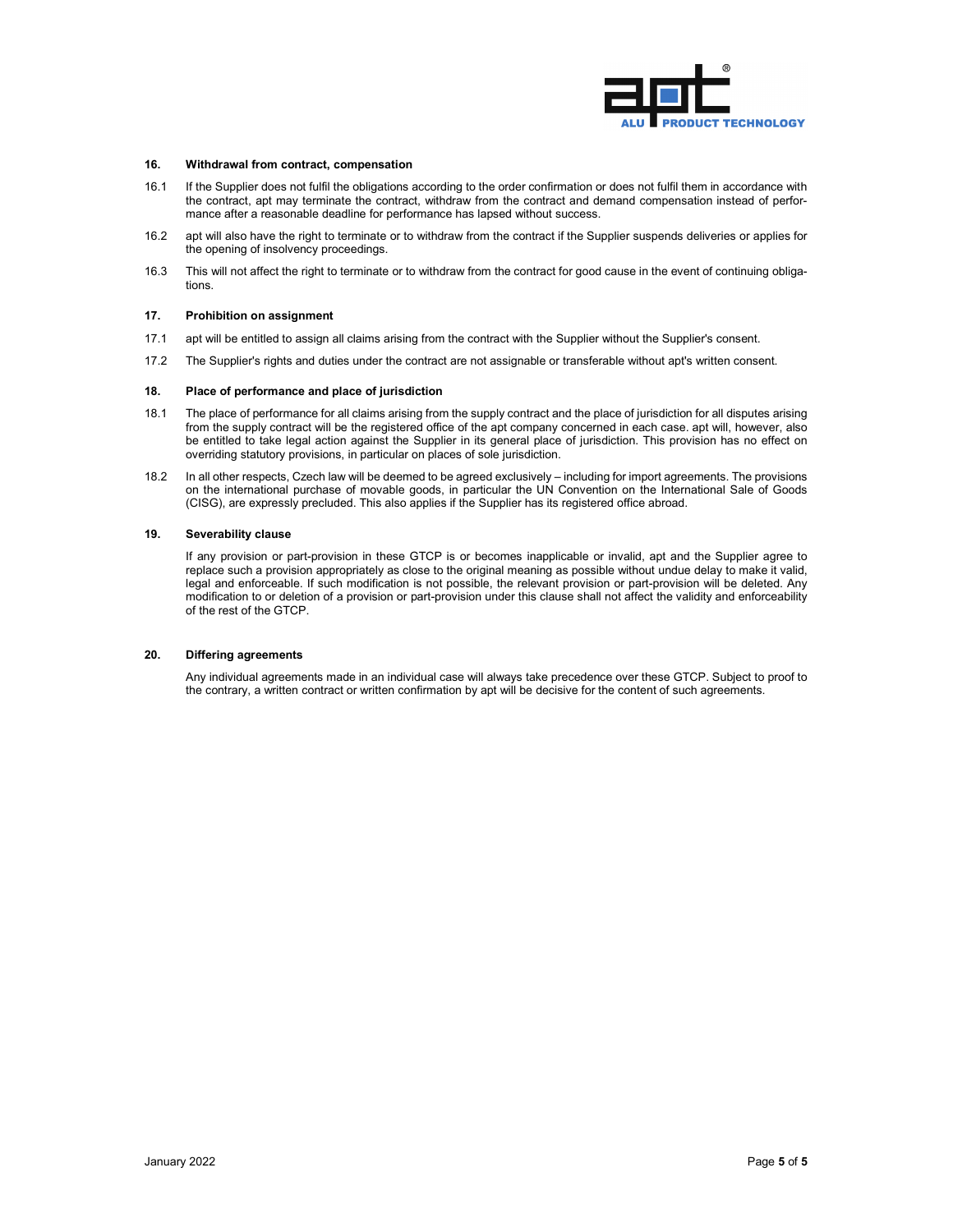## 16. Withdrawal from contract, compensation

16.1 If the Supplier does not fulfil the obligations according to the order confirmation or does not fulfil them in accordance with the contract, apt may terminate the contract, withdraw from the contract and demand compensation instead of performance after a reasonable deadline for performance has lapsed without success.

16.2 apt will also have the right to terminate or to withdraw from the contract if the Supplier suspends deliveries or applies for the opening of insolvency proceedings.

16.3 This will not affect the right to terminate or to withdraw from the contract for good cause in the event of continuing obligations.

## 17. Prohibition on assignment

17.1 apt will be entitled to assign all claims arising from the contract with the Supplier without the Supplier's consent.

17.2 The Supplier's rights and duties under the contract are not assignable or transferable without apt's written consent.

## 18. Place of performance and place of jurisdiction

18.1 The place of performance for all claims arising from the supply contract and the place of jurisdiction for all disputes arising from the supply contract will be the registered office of the apt company concerned in each case. apt will, however, also be entitled to take legal action against the Supplier in its general place of jurisdiction. This provision has no effect on overriding statutory provisions, in particular on places of sole jurisdiction.

18.2 In all other respects, Czech law will be deemed to be agreed exclusively – including for import agreements. The provisions on the international purchase of movable goods, in particular the UN Convention on the International Sale of Goods (CISG), are expressly precluded. This also applies if the Supplier has its registered office abroad.

## 19. Severability clause

If any provision or part-provision in these GTCP is or becomes inapplicable or invalid, apt and the Supplier agree to replace such a provision appropriately as close to the original meaning as possible without undue delay to make it valid, legal and enforceable. If such modification is not possible, the relevant provision or part-provision will be deleted. Any modification to or deletion of a provision or part-provision under this clause shall not affect the validity and enforceability of the rest of the GTCP.

## 20. Differing agreements

Any individual agreements made in an individual case will always take precedence over these GTCP. Subject to proof to the contrary, a written contract or written confirmation by apt will be decisive for the content of such agreements.

January 2022